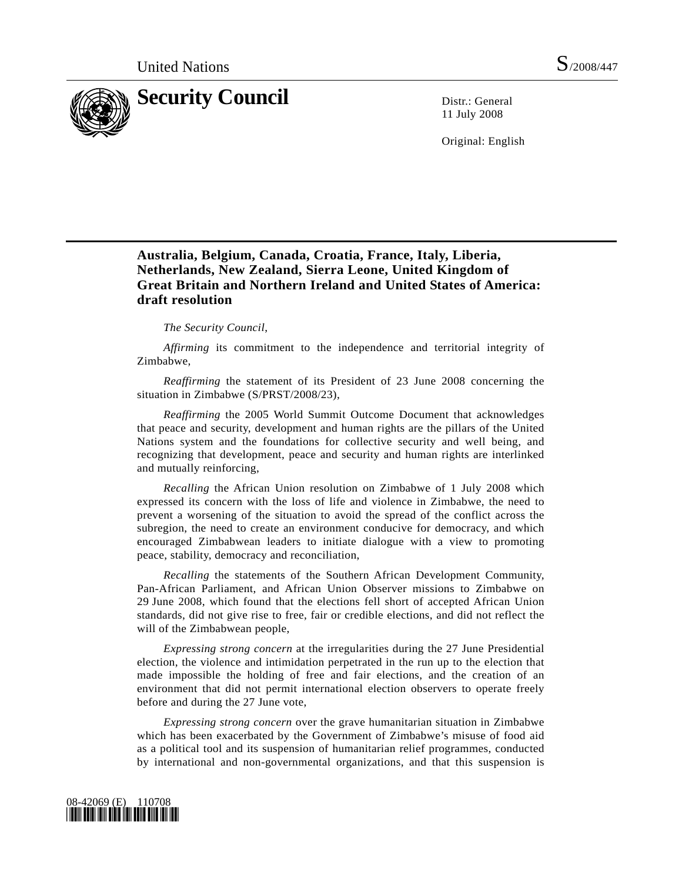United Nations S/2008/447

# Security Council

Distr.: General
11 July 2008

Original: English

## Australia, Belgium, Canada, Croatia, France, Italy, Liberia, Netherlands, New Zealand, Sierra Leone, United Kingdom of Great Britain and Northern Ireland and United States of America: draft resolution

*The Security Council*,

*Affirming* its commitment to the independence and territorial integrity of Zimbabwe,

*Reaffirming* the statement of its President of 23 June 2008 concerning the situation in Zimbabwe (S/PRST/2008/23),

*Reaffirming* the 2005 World Summit Outcome Document that acknowledges that peace and security, development and human rights are the pillars of the United Nations system and the foundations for collective security and well being, and recognizing that development, peace and security and human rights are interlinked and mutually reinforcing,

*Recalling* the African Union resolution on Zimbabwe of 1 July 2008 which expressed its concern with the loss of life and violence in Zimbabwe, the need to prevent a worsening of the situation to avoid the spread of the conflict across the subregion, the need to create an environment conducive for democracy, and which encouraged Zimbabwean leaders to initiate dialogue with a view to promoting peace, stability, democracy and reconciliation,

*Recalling* the statements of the Southern African Development Community, Pan-African Parliament, and African Union Observer missions to Zimbabwe on 29 June 2008, which found that the elections fell short of accepted African Union standards, did not give rise to free, fair or credible elections, and did not reflect the will of the Zimbabwean people,

*Expressing strong concern* at the irregularities during the 27 June Presidential election, the violence and intimidation perpetrated in the run up to the election that made impossible the holding of free and fair elections, and the creation of an environment that did not permit international election observers to operate freely before and during the 27 June vote,

*Expressing strong concern* over the grave humanitarian situation in Zimbabwe which has been exacerbated by the Government of Zimbabwe's misuse of food aid as a political tool and its suspension of humanitarian relief programmes, conducted by international and non-governmental organizations, and that this suspension is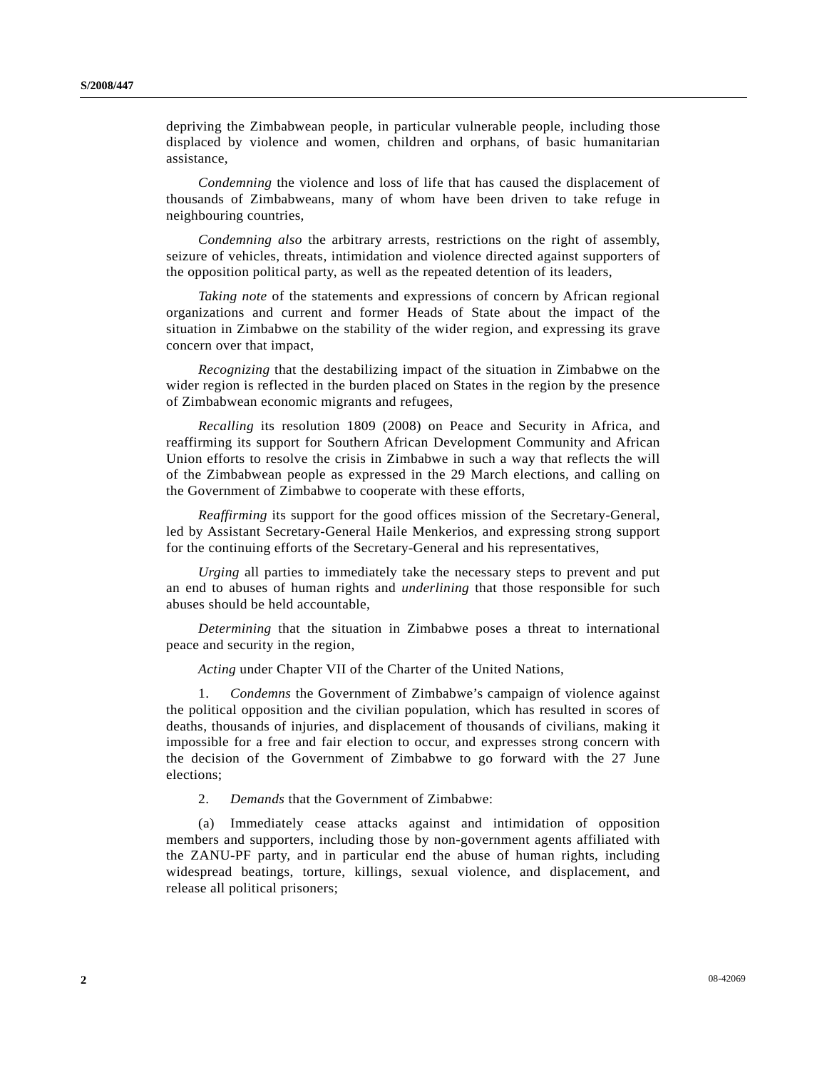depriving the Zimbabwean people, in particular vulnerable people, including those displaced by violence and women, children and orphans, of basic humanitarian assistance,

*Condemning* the violence and loss of life that has caused the displacement of thousands of Zimbabweans, many of whom have been driven to take refuge in neighbouring countries,

*Condemning also* the arbitrary arrests, restrictions on the right of assembly, seizure of vehicles, threats, intimidation and violence directed against supporters of the opposition political party, as well as the repeated detention of its leaders,

*Taking note* of the statements and expressions of concern by African regional organizations and current and former Heads of State about the impact of the situation in Zimbabwe on the stability of the wider region, and expressing its grave concern over that impact,

*Recognizing* that the destabilizing impact of the situation in Zimbabwe on the wider region is reflected in the burden placed on States in the region by the presence of Zimbabwean economic migrants and refugees,

*Recalling* its resolution 1809 (2008) on Peace and Security in Africa, and reaffirming its support for Southern African Development Community and African Union efforts to resolve the crisis in Zimbabwe in such a way that reflects the will of the Zimbabwean people as expressed in the 29 March elections, and calling on the Government of Zimbabwe to cooperate with these efforts,

*Reaffirming* its support for the good offices mission of the Secretary-General, led by Assistant Secretary-General Haile Menkerios, and expressing strong support for the continuing efforts of the Secretary-General and his representatives,

*Urging* all parties to immediately take the necessary steps to prevent and put an end to abuses of human rights and *underlining* that those responsible for such abuses should be held accountable,

*Determining* that the situation in Zimbabwe poses a threat to international peace and security in the region,

*Acting* under Chapter VII of the Charter of the United Nations,

1. *Condemns* the Government of Zimbabwe's campaign of violence against the political opposition and the civilian population, which has resulted in scores of deaths, thousands of injuries, and displacement of thousands of civilians, making it impossible for a free and fair election to occur, and expresses strong concern with the decision of the Government of Zimbabwe to go forward with the 27 June elections;

2. *Demands* that the Government of Zimbabwe:

(a) Immediately cease attacks against and intimidation of opposition members and supporters, including those by non-government agents affiliated with the ZANU-PF party, and in particular end the abuse of human rights, including widespread beatings, torture, killings, sexual violence, and displacement, and release all political prisoners;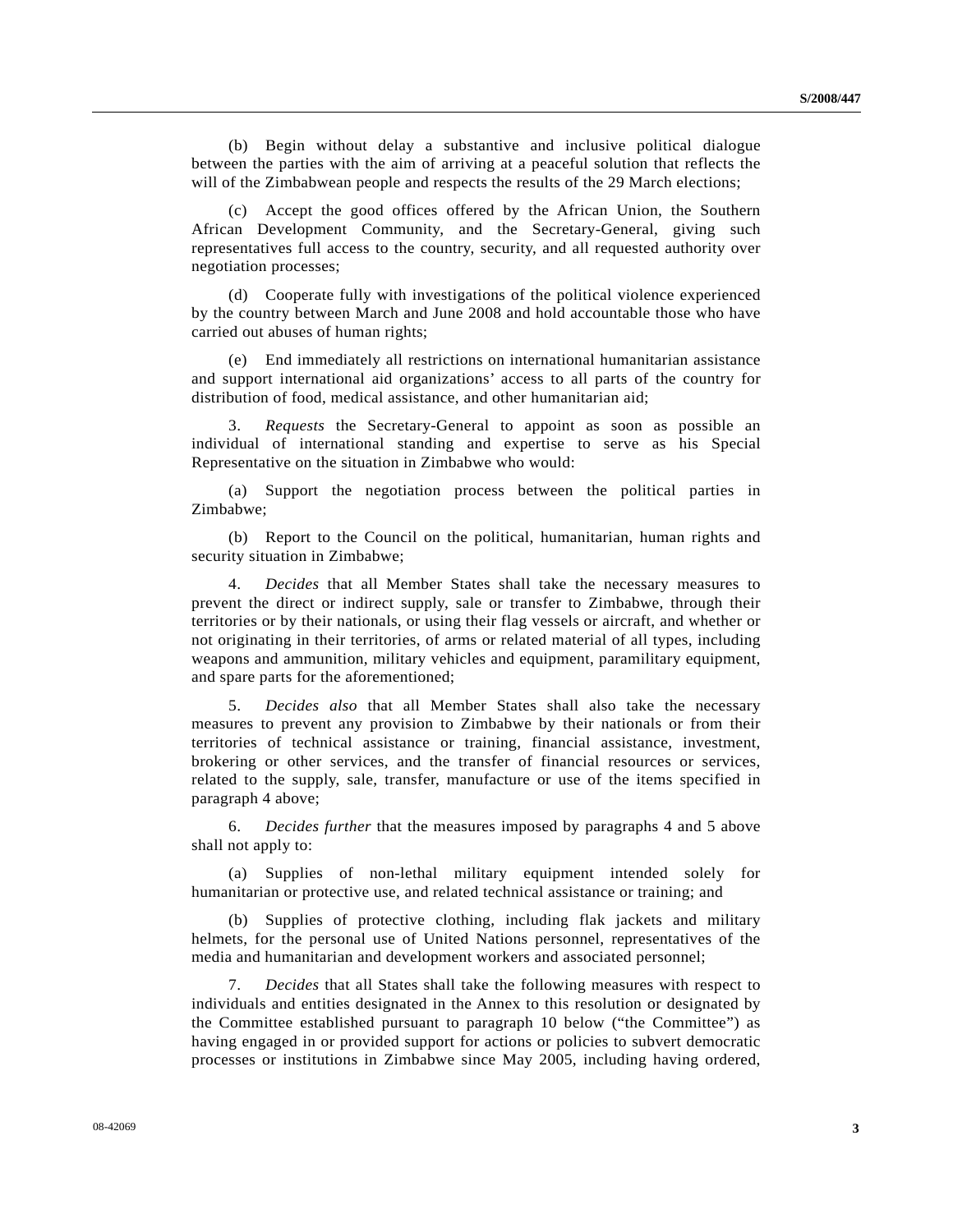(b) Begin without delay a substantive and inclusive political dialogue between the parties with the aim of arriving at a peaceful solution that reflects the will of the Zimbabwean people and respects the results of the 29 March elections;

(c) Accept the good offices offered by the African Union, the Southern African Development Community, and the Secretary-General, giving such representatives full access to the country, security, and all requested authority over negotiation processes;

(d) Cooperate fully with investigations of the political violence experienced by the country between March and June 2008 and hold accountable those who have carried out abuses of human rights;

(e) End immediately all restrictions on international humanitarian assistance and support international aid organizations' access to all parts of the country for distribution of food, medical assistance, and other humanitarian aid;

3. *Requests* the Secretary-General to appoint as soon as possible an individual of international standing and expertise to serve as his Special Representative on the situation in Zimbabwe who would:

(a) Support the negotiation process between the political parties in Zimbabwe;

(b) Report to the Council on the political, humanitarian, human rights and security situation in Zimbabwe;

4. *Decides* that all Member States shall take the necessary measures to prevent the direct or indirect supply, sale or transfer to Zimbabwe, through their territories or by their nationals, or using their flag vessels or aircraft, and whether or not originating in their territories, of arms or related material of all types, including weapons and ammunition, military vehicles and equipment, paramilitary equipment, and spare parts for the aforementioned;

5. *Decides also* that all Member States shall also take the necessary measures to prevent any provision to Zimbabwe by their nationals or from their territories of technical assistance or training, financial assistance, investment, brokering or other services, and the transfer of financial resources or services, related to the supply, sale, transfer, manufacture or use of the items specified in paragraph 4 above;

6. *Decides further* that the measures imposed by paragraphs 4 and 5 above shall not apply to:

(a) Supplies of non-lethal military equipment intended solely for humanitarian or protective use, and related technical assistance or training; and

(b) Supplies of protective clothing, including flak jackets and military helmets, for the personal use of United Nations personnel, representatives of the media and humanitarian and development workers and associated personnel;

7. *Decides* that all States shall take the following measures with respect to individuals and entities designated in the Annex to this resolution or designated by the Committee established pursuant to paragraph 10 below ("the Committee") as having engaged in or provided support for actions or policies to subvert democratic processes or institutions in Zimbabwe since May 2005, including having ordered,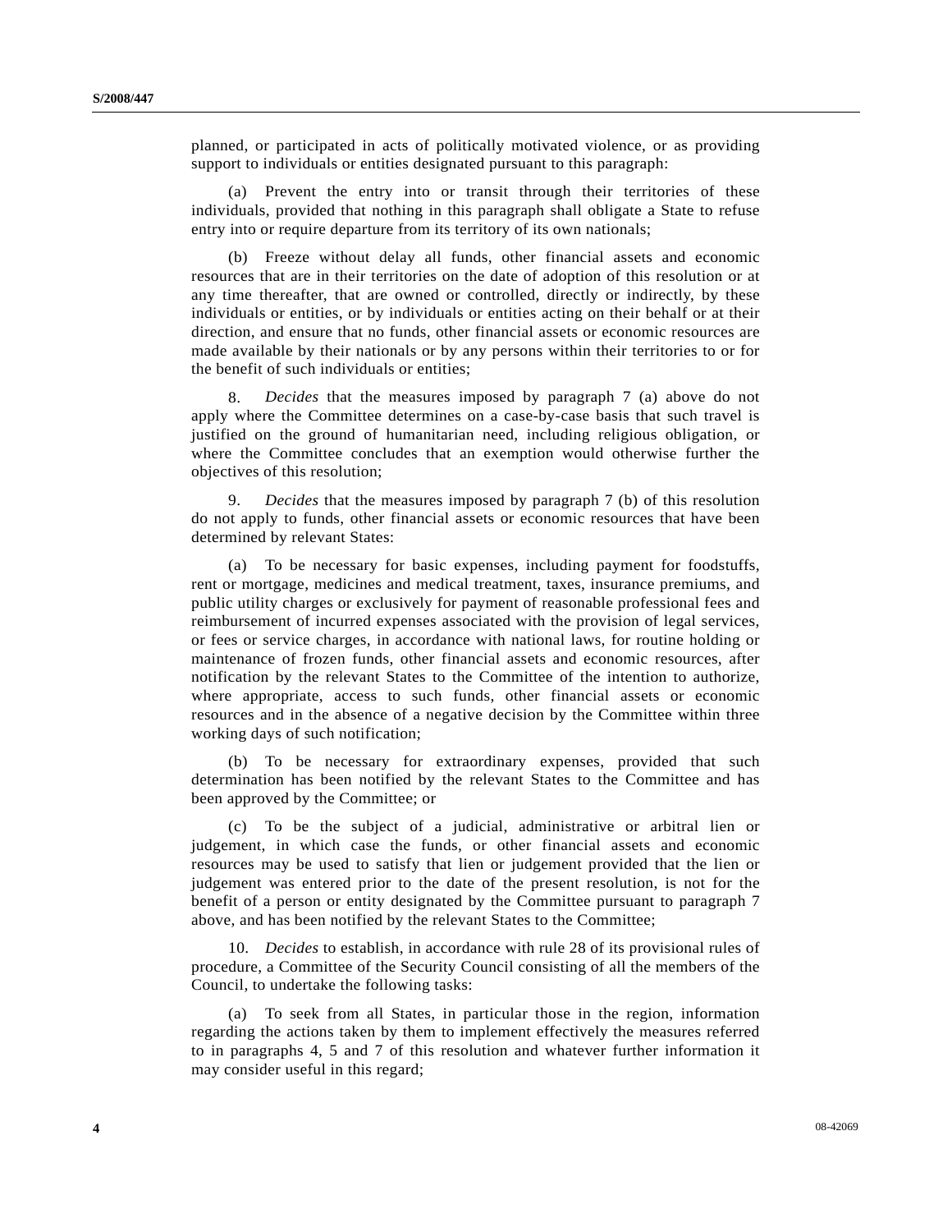planned, or participated in acts of politically motivated violence, or as providing support to individuals or entities designated pursuant to this paragraph:

(a) Prevent the entry into or transit through their territories of these individuals, provided that nothing in this paragraph shall obligate a State to refuse entry into or require departure from its territory of its own nationals;

(b) Freeze without delay all funds, other financial assets and economic resources that are in their territories on the date of adoption of this resolution or at any time thereafter, that are owned or controlled, directly or indirectly, by these individuals or entities, or by individuals or entities acting on their behalf or at their direction, and ensure that no funds, other financial assets or economic resources are made available by their nationals or by any persons within their territories to or for the benefit of such individuals or entities;

8. *Decides* that the measures imposed by paragraph 7 (a) above do not apply where the Committee determines on a case-by-case basis that such travel is justified on the ground of humanitarian need, including religious obligation, or where the Committee concludes that an exemption would otherwise further the objectives of this resolution;

9. *Decides* that the measures imposed by paragraph 7 (b) of this resolution do not apply to funds, other financial assets or economic resources that have been determined by relevant States:

(a) To be necessary for basic expenses, including payment for foodstuffs, rent or mortgage, medicines and medical treatment, taxes, insurance premiums, and public utility charges or exclusively for payment of reasonable professional fees and reimbursement of incurred expenses associated with the provision of legal services, or fees or service charges, in accordance with national laws, for routine holding or maintenance of frozen funds, other financial assets and economic resources, after notification by the relevant States to the Committee of the intention to authorize, where appropriate, access to such funds, other financial assets or economic resources and in the absence of a negative decision by the Committee within three working days of such notification;

(b) To be necessary for extraordinary expenses, provided that such determination has been notified by the relevant States to the Committee and has been approved by the Committee; or

(c) To be the subject of a judicial, administrative or arbitral lien or judgement, in which case the funds, or other financial assets and economic resources may be used to satisfy that lien or judgement provided that the lien or judgement was entered prior to the date of the present resolution, is not for the benefit of a person or entity designated by the Committee pursuant to paragraph 7 above, and has been notified by the relevant States to the Committee;

10. *Decides* to establish, in accordance with rule 28 of its provisional rules of procedure, a Committee of the Security Council consisting of all the members of the Council, to undertake the following tasks:

(a) To seek from all States, in particular those in the region, information regarding the actions taken by them to implement effectively the measures referred to in paragraphs 4, 5 and 7 of this resolution and whatever further information it may consider useful in this regard;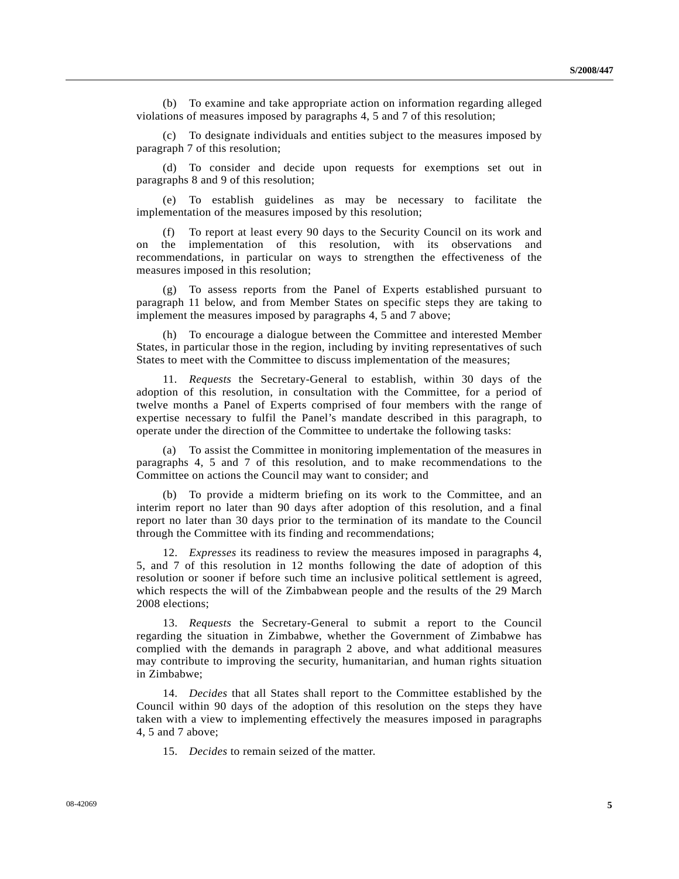(b) To examine and take appropriate action on information regarding alleged violations of measures imposed by paragraphs 4, 5 and 7 of this resolution;

(c) To designate individuals and entities subject to the measures imposed by paragraph 7 of this resolution;

(d) To consider and decide upon requests for exemptions set out in paragraphs 8 and 9 of this resolution;

(e) To establish guidelines as may be necessary to facilitate the implementation of the measures imposed by this resolution;

(f) To report at least every 90 days to the Security Council on its work and on the implementation of this resolution, with its observations and recommendations, in particular on ways to strengthen the effectiveness of the measures imposed in this resolution;

(g) To assess reports from the Panel of Experts established pursuant to paragraph 11 below, and from Member States on specific steps they are taking to implement the measures imposed by paragraphs 4, 5 and 7 above;

(h) To encourage a dialogue between the Committee and interested Member States, in particular those in the region, including by inviting representatives of such States to meet with the Committee to discuss implementation of the measures;

11. *Requests* the Secretary-General to establish, within 30 days of the adoption of this resolution, in consultation with the Committee, for a period of twelve months a Panel of Experts comprised of four members with the range of expertise necessary to fulfil the Panel's mandate described in this paragraph, to operate under the direction of the Committee to undertake the following tasks:

(a) To assist the Committee in monitoring implementation of the measures in paragraphs 4, 5 and 7 of this resolution, and to make recommendations to the Committee on actions the Council may want to consider; and

(b) To provide a midterm briefing on its work to the Committee, and an interim report no later than 90 days after adoption of this resolution, and a final report no later than 30 days prior to the termination of its mandate to the Council through the Committee with its finding and recommendations;

12. *Expresses* its readiness to review the measures imposed in paragraphs 4, 5, and 7 of this resolution in 12 months following the date of adoption of this resolution or sooner if before such time an inclusive political settlement is agreed, which respects the will of the Zimbabwean people and the results of the 29 March 2008 elections;

13. *Requests* the Secretary-General to submit a report to the Council regarding the situation in Zimbabwe, whether the Government of Zimbabwe has complied with the demands in paragraph 2 above, and what additional measures may contribute to improving the security, humanitarian, and human rights situation in Zimbabwe;

14. *Decides* that all States shall report to the Committee established by the Council within 90 days of the adoption of this resolution on the steps they have taken with a view to implementing effectively the measures imposed in paragraphs 4, 5 and 7 above;

15. *Decides* to remain seized of the matter.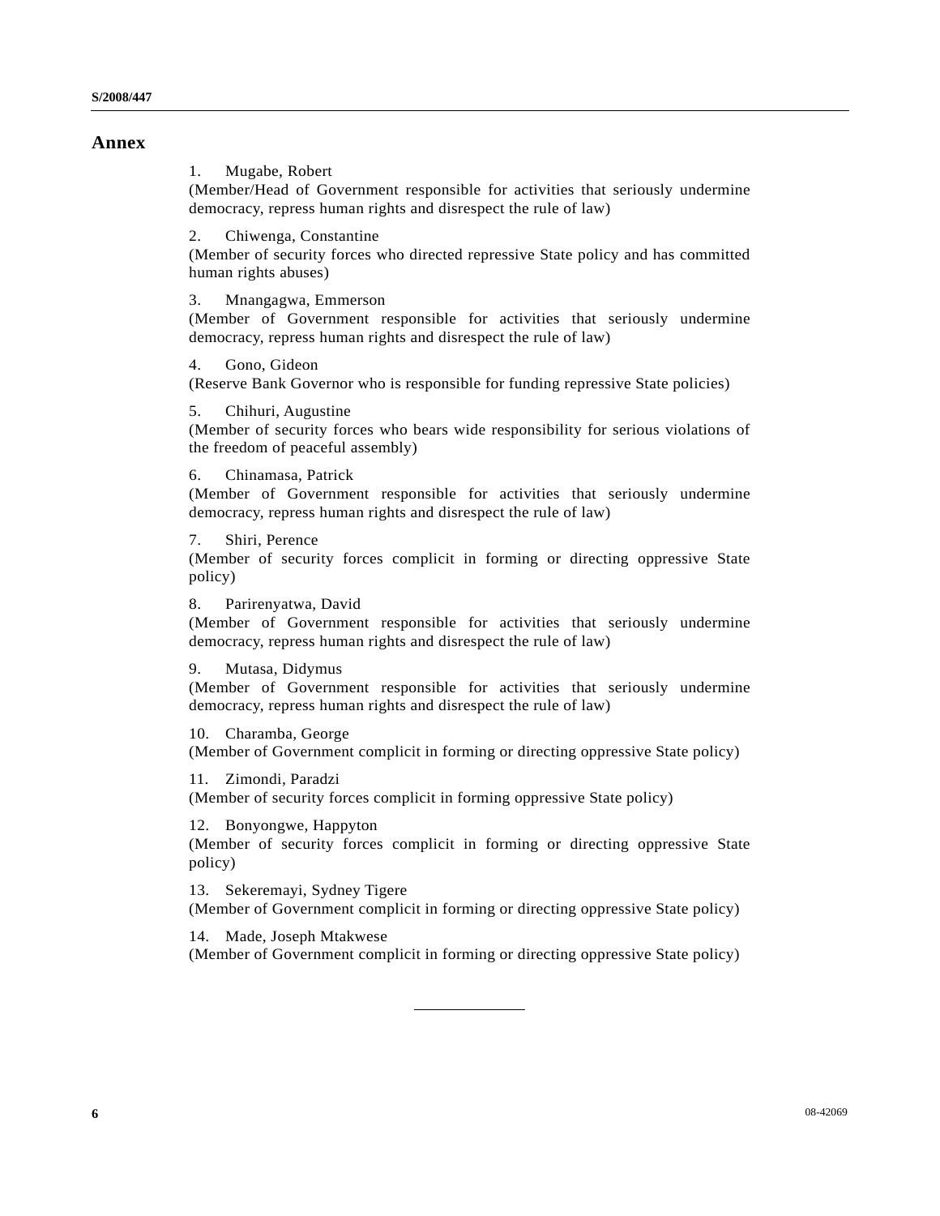# Annex

1. Mugabe, Robert
(Member/Head of Government responsible for activities that seriously undermine democracy, repress human rights and disrespect the rule of law)

2. Chiwenga, Constantine
(Member of security forces who directed repressive State policy and has committed human rights abuses)

3. Mnangagwa, Emmerson
(Member of Government responsible for activities that seriously undermine democracy, repress human rights and disrespect the rule of law)

4. Gono, Gideon
(Reserve Bank Governor who is responsible for funding repressive State policies)

5. Chihuri, Augustine
(Member of security forces who bears wide responsibility for serious violations of the freedom of peaceful assembly)

6. Chinamasa, Patrick
(Member of Government responsible for activities that seriously undermine democracy, repress human rights and disrespect the rule of law)

7. Shiri, Perence
(Member of security forces complicit in forming or directing oppressive State policy)

8. Parirenyatwa, David
(Member of Government responsible for activities that seriously undermine democracy, repress human rights and disrespect the rule of law)

9. Mutasa, Didymus
(Member of Government responsible for activities that seriously undermine democracy, repress human rights and disrespect the rule of law)

10. Charamba, George
(Member of Government complicit in forming or directing oppressive State policy)

11. Zimondi, Paradzi
(Member of security forces complicit in forming oppressive State policy)

12. Bonyongwe, Happyton
(Member of security forces complicit in forming or directing oppressive State policy)

13. Sekeremayi, Sydney Tigere
(Member of Government complicit in forming or directing oppressive State policy)

14. Made, Joseph Mtakwese
(Member of Government complicit in forming or directing oppressive State policy)